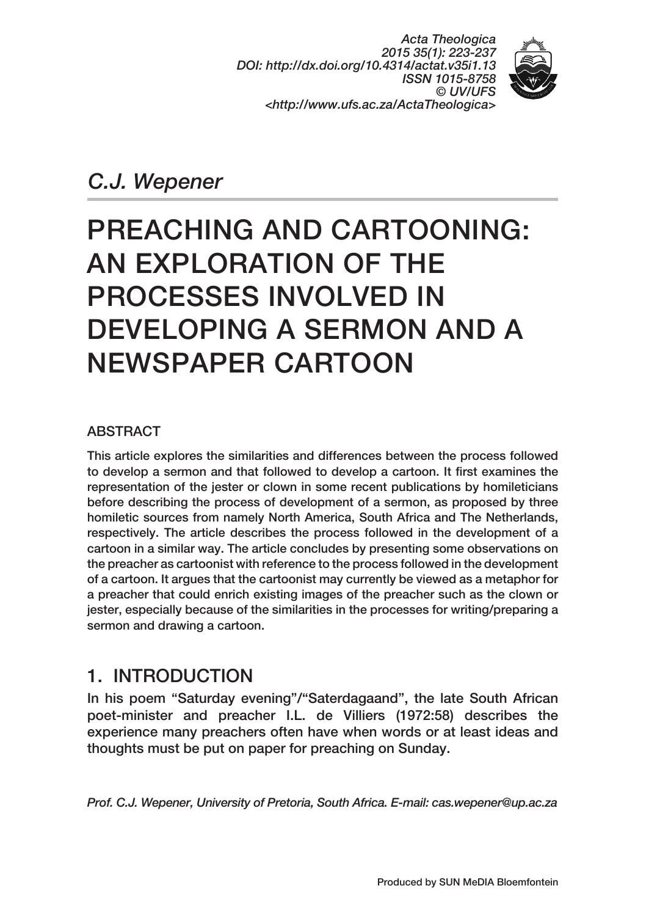*C.J. Wepener*

# PREACHING AND CARTOONING: AN EXPLORATION OF THE PROCESSES INVOLVED IN DEVELOPING A SERMON AND A NEWSPAPER CARTOON

## ABSTRACT

This article explores the similarities and differences between the process followed to develop a sermon and that followed to develop a cartoon. It first examines the representation of the jester or clown in some recent publications by homileticians before describing the process of development of a sermon, as proposed by three homiletic sources from namely North America, South Africa and The Netherlands, respectively. The article describes the process followed in the development of a cartoon in a similar way. The article concludes by presenting some observations on the preacher as cartoonist with reference to the process followed in the development of a cartoon. It argues that the cartoonist may currently be viewed as a metaphor for a preacher that could enrich existing images of the preacher such as the clown or jester, especially because of the similarities in the processes for writing/preparing a sermon and drawing a cartoon.

## 1. INTRODUCTION

In his poem "Saturday evening"/"Saterdagaand", the late South African poet-minister and preacher I.L. de Villiers (1972:58) describes the experience many preachers often have when words or at least ideas and thoughts must be put on paper for preaching on Sunday.

*Prof. C.J. Wepener, University of Pretoria, South Africa. E-mail: cas.wepener@up.ac.za*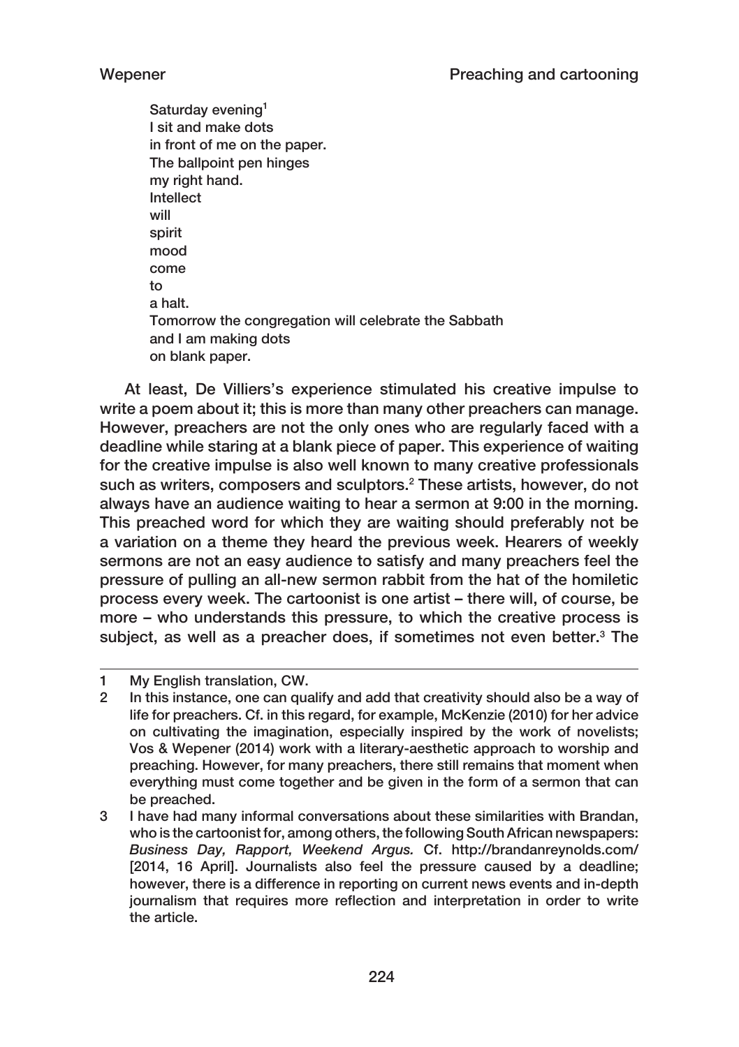> Saturday evening[1]
> I sit and make dots
> in front of me on the paper.
> The ballpoint pen hinges
> my right hand.
> Intellect
> will
> spirit
> mood
> come
> to
> a halt.
> Tomorrow the congregation will celebrate the Sabbath
> and I am making dots
> on blank paper.

At least, De Villiers's experience stimulated his creative impulse to write a poem about it; this is more than many other preachers can manage. However, preachers are not the only ones who are regularly faced with a deadline while staring at a blank piece of paper. This experience of waiting for the creative impulse is also well known to many creative professionals such as writers, composers and sculptors.[2] These artists, however, do not always have an audience waiting to hear a sermon at 9:00 in the morning. This preached word for which they are waiting should preferably not be a variation on a theme they heard the previous week. Hearers of weekly sermons are not an easy audience to satisfy and many preachers feel the pressure of pulling an all-new sermon rabbit from the hat of the homiletic process every week. The cartoonist is one artist – there will, of course, be more – who understands this pressure, to which the creative process is subject, as well as a preacher does, if sometimes not even better.[3] The

---

1 My English translation, CW.

2 In this instance, one can qualify and add that creativity should also be a way of life for preachers. Cf. in this regard, for example, McKenzie (2010) for her advice on cultivating the imagination, especially inspired by the work of novelists; Vos & Wepener (2014) work with a literary-aesthetic approach to worship and preaching. However, for many preachers, there still remains that moment when everything must come together and be given in the form of a sermon that can be preached.

3 I have had many informal conversations about these similarities with Brandan, who is the cartoonist for, among others, the following South African newspapers: *Business Day, Rapport, Weekend Argus.* Cf. http://brandanreynolds.com/ [2014, 16 April]. Journalists also feel the pressure caused by a deadline; however, there is a difference in reporting on current news events and in-depth journalism that requires more reflection and interpretation in order to write the article.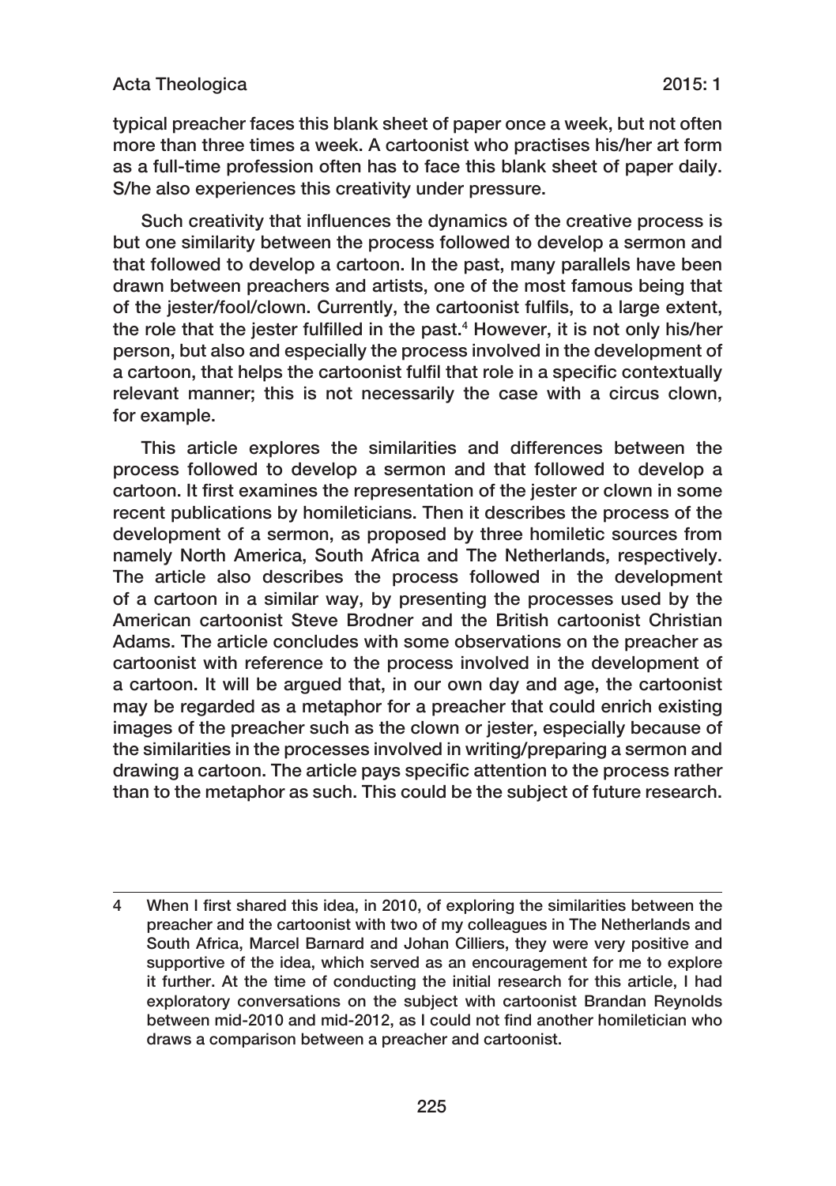typical preacher faces this blank sheet of paper once a week, but not often more than three times a week. A cartoonist who practises his/her art form as a full-time profession often has to face this blank sheet of paper daily. S/he also experiences this creativity under pressure.

Such creativity that influences the dynamics of the creative process is but one similarity between the process followed to develop a sermon and that followed to develop a cartoon. In the past, many parallels have been drawn between preachers and artists, one of the most famous being that of the jester/fool/clown. Currently, the cartoonist fulfils, to a large extent, the role that the jester fulfilled in the past.[4] However, it is not only his/her person, but also and especially the process involved in the development of a cartoon, that helps the cartoonist fulfil that role in a specific contextually relevant manner; this is not necessarily the case with a circus clown, for example.

This article explores the similarities and differences between the process followed to develop a sermon and that followed to develop a cartoon. It first examines the representation of the jester or clown in some recent publications by homileticians. Then it describes the process of the development of a sermon, as proposed by three homiletic sources from namely North America, South Africa and The Netherlands, respectively. The article also describes the process followed in the development of a cartoon in a similar way, by presenting the processes used by the American cartoonist Steve Brodner and the British cartoonist Christian Adams. The article concludes with some observations on the preacher as cartoonist with reference to the process involved in the development of a cartoon. It will be argued that, in our own day and age, the cartoonist may be regarded as a metaphor for a preacher that could enrich existing images of the preacher such as the clown or jester, especially because of the similarities in the processes involved in writing/preparing a sermon and drawing a cartoon. The article pays specific attention to the process rather than to the metaphor as such. This could be the subject of future research.

---

4 When I first shared this idea, in 2010, of exploring the similarities between the preacher and the cartoonist with two of my colleagues in The Netherlands and South Africa, Marcel Barnard and Johan Cilliers, they were very positive and supportive of the idea, which served as an encouragement for me to explore it further. At the time of conducting the initial research for this article, I had exploratory conversations on the subject with cartoonist Brandan Reynolds between mid-2010 and mid-2012, as I could not find another homiletician who draws a comparison between a preacher and cartoonist.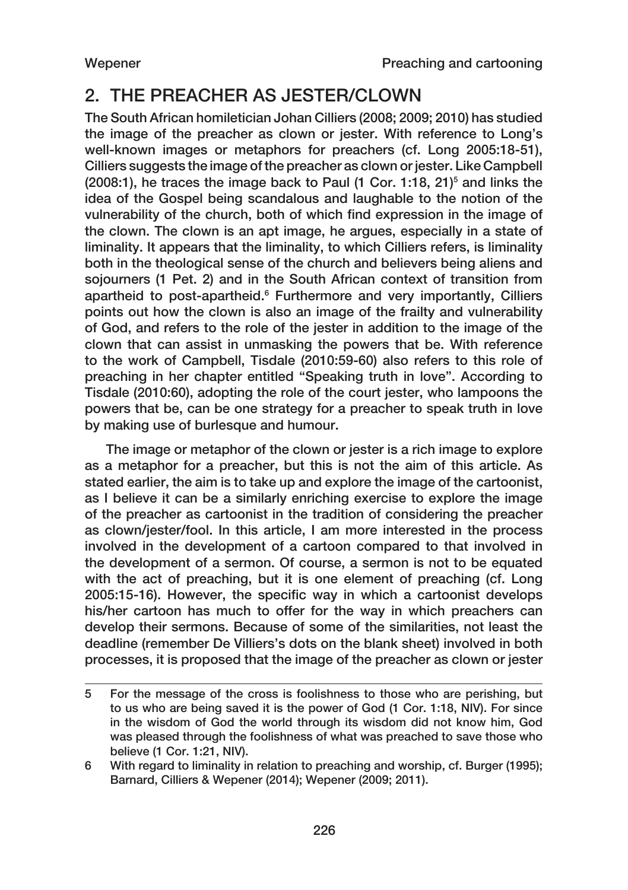## 2. THE PREACHER AS JESTER/CLOWN

The South African homiletician Johan Cilliers (2008; 2009; 2010) has studied the image of the preacher as clown or jester. With reference to Long's well-known images or metaphors for preachers (cf. Long 2005:18-51), Cilliers suggests the image of the preacher as clown or jester. Like Campbell (2008:1), he traces the image back to Paul (1 Cor. 1:18, 21)[5] and links the idea of the Gospel being scandalous and laughable to the notion of the vulnerability of the church, both of which find expression in the image of the clown. The clown is an apt image, he argues, especially in a state of liminality. It appears that the liminality, to which Cilliers refers, is liminality both in the theological sense of the church and believers being aliens and sojourners (1 Pet. 2) and in the South African context of transition from apartheid to post-apartheid.[6] Furthermore and very importantly, Cilliers points out how the clown is also an image of the frailty and vulnerability of God, and refers to the role of the jester in addition to the image of the clown that can assist in unmasking the powers that be. With reference to the work of Campbell, Tisdale (2010:59-60) also refers to this role of preaching in her chapter entitled "Speaking truth in love". According to Tisdale (2010:60), adopting the role of the court jester, who lampoons the powers that be, can be one strategy for a preacher to speak truth in love by making use of burlesque and humour.

The image or metaphor of the clown or jester is a rich image to explore as a metaphor for a preacher, but this is not the aim of this article. As stated earlier, the aim is to take up and explore the image of the cartoonist, as I believe it can be a similarly enriching exercise to explore the image of the preacher as cartoonist in the tradition of considering the preacher as clown/jester/fool. In this article, I am more interested in the process involved in the development of a cartoon compared to that involved in the development of a sermon. Of course, a sermon is not to be equated with the act of preaching, but it is one element of preaching (cf. Long 2005:15-16). However, the specific way in which a cartoonist develops his/her cartoon has much to offer for the way in which preachers can develop their sermons. Because of some of the similarities, not least the deadline (remember De Villiers's dots on the blank sheet) involved in both processes, it is proposed that the image of the preacher as clown or jester

---

5 For the message of the cross is foolishness to those who are perishing, but to us who are being saved it is the power of God (1 Cor. 1:18, NIV). For since in the wisdom of God the world through its wisdom did not know him, God was pleased through the foolishness of what was preached to save those who believe (1 Cor. 1:21, NIV).

6 With regard to liminality in relation to preaching and worship, cf. Burger (1995); Barnard, Cilliers & Wepener (2014); Wepener (2009; 2011).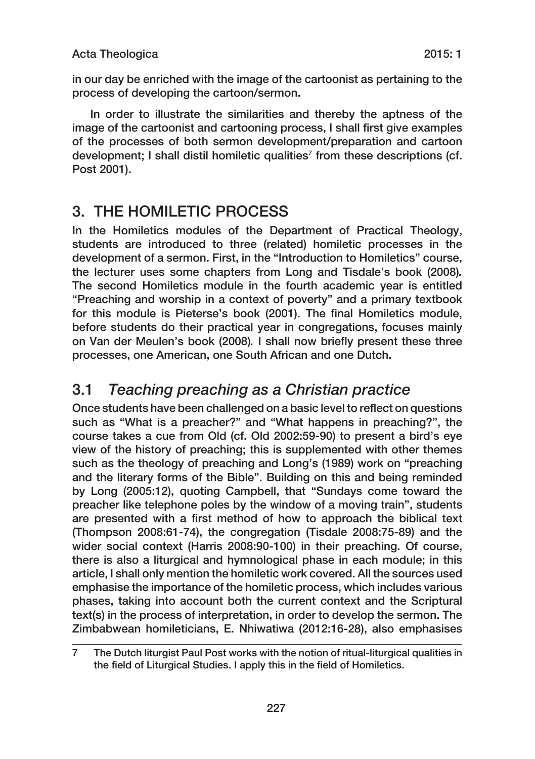in our day be enriched with the image of the cartoonist as pertaining to the process of developing the cartoon/sermon.

In order to illustrate the similarities and thereby the aptness of the image of the cartoonist and cartooning process, I shall first give examples of the processes of both sermon development/preparation and cartoon development; I shall distil homiletic qualities[7] from these descriptions (cf. Post 2001).

## 3. THE HOMILETIC PROCESS

In the Homiletics modules of the Department of Practical Theology, students are introduced to three (related) homiletic processes in the development of a sermon. First, in the "Introduction to Homiletics" course, the lecturer uses some chapters from Long and Tisdale's book (2008). The second Homiletics module in the fourth academic year is entitled "Preaching and worship in a context of poverty" and a primary textbook for this module is Pieterse's book (2001). The final Homiletics module, before students do their practical year in congregations, focuses mainly on Van der Meulen's book (2008). I shall now briefly present these three processes, one American, one South African and one Dutch.

### 3.1 *Teaching preaching as a Christian practice*

Once students have been challenged on a basic level to reflect on questions such as "What is a preacher?" and "What happens in preaching?", the course takes a cue from Old (cf. Old 2002:59-90) to present a bird's eye view of the history of preaching; this is supplemented with other themes such as the theology of preaching and Long's (1989) work on "preaching and the literary forms of the Bible". Building on this and being reminded by Long (2005:12), quoting Campbell, that "Sundays come toward the preacher like telephone poles by the window of a moving train", students are presented with a first method of how to approach the biblical text (Thompson 2008:61-74), the congregation (Tisdale 2008:75-89) and the wider social context (Harris 2008:90-100) in their preaching. Of course, there is also a liturgical and hymnological phase in each module; in this article, I shall only mention the homiletic work covered. All the sources used emphasise the importance of the homiletic process, which includes various phases, taking into account both the current context and the Scriptural text(s) in the process of interpretation, in order to develop the sermon. The Zimbabwean homileticians, E. Nhiwatiwa (2012:16-28), also emphasises

---

7 The Dutch liturgist Paul Post works with the notion of ritual-liturgical qualities in the field of Liturgical Studies. I apply this in the field of Homiletics.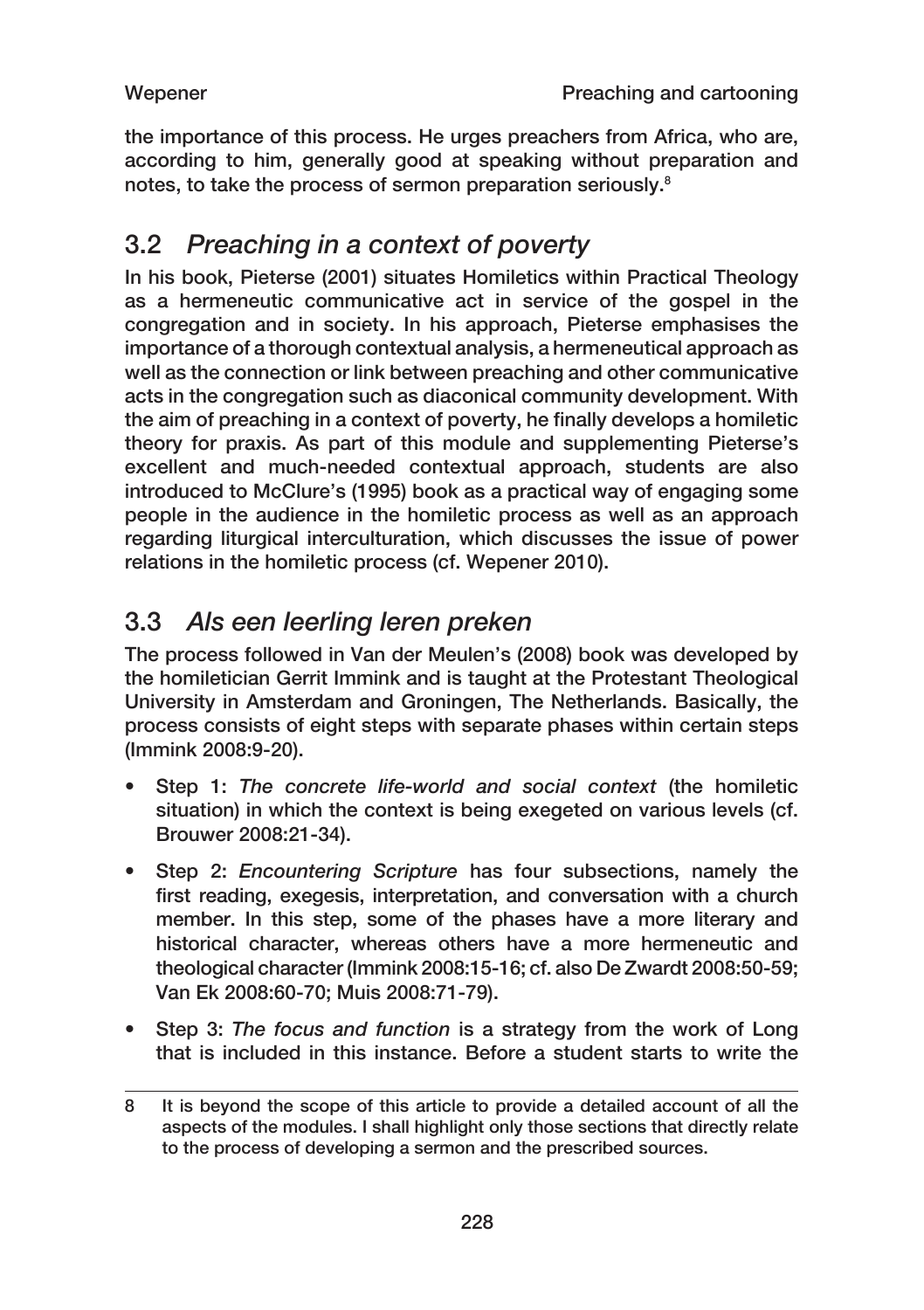the importance of this process. He urges preachers from Africa, who are, according to him, generally good at speaking without preparation and notes, to take the process of sermon preparation seriously.[8]

## 3.2 *Preaching in a context of poverty*

In his book, Pieterse (2001) situates Homiletics within Practical Theology as a hermeneutic communicative act in service of the gospel in the congregation and in society. In his approach, Pieterse emphasises the importance of a thorough contextual analysis, a hermeneutical approach as well as the connection or link between preaching and other communicative acts in the congregation such as diaconical community development. With the aim of preaching in a context of poverty, he finally develops a homiletic theory for praxis. As part of this module and supplementing Pieterse's excellent and much-needed contextual approach, students are also introduced to McClure's (1995) book as a practical way of engaging some people in the audience in the homiletic process as well as an approach regarding liturgical interculturation, which discusses the issue of power relations in the homiletic process (cf. Wepener 2010).

## 3.3 *Als een leerling leren preken*

The process followed in Van der Meulen's (2008) book was developed by the homiletician Gerrit Immink and is taught at the Protestant Theological University in Amsterdam and Groningen, The Netherlands. Basically, the process consists of eight steps with separate phases within certain steps (Immink 2008:9-20).

- Step 1: *The concrete life-world and social context* (the homiletic situation) in which the context is being exegeted on various levels (cf. Brouwer 2008:21-34).
- Step 2: *Encountering Scripture* has four subsections, namely the first reading, exegesis, interpretation, and conversation with a church member. In this step, some of the phases have a more literary and historical character, whereas others have a more hermeneutic and theological character (Immink 2008:15-16; cf. also De Zwardt 2008:50-59; Van Ek 2008:60-70; Muis 2008:71-79).
- Step 3: *The focus and function* is a strategy from the work of Long that is included in this instance. Before a student starts to write the

---

8 It is beyond the scope of this article to provide a detailed account of all the aspects of the modules. I shall highlight only those sections that directly relate to the process of developing a sermon and the prescribed sources.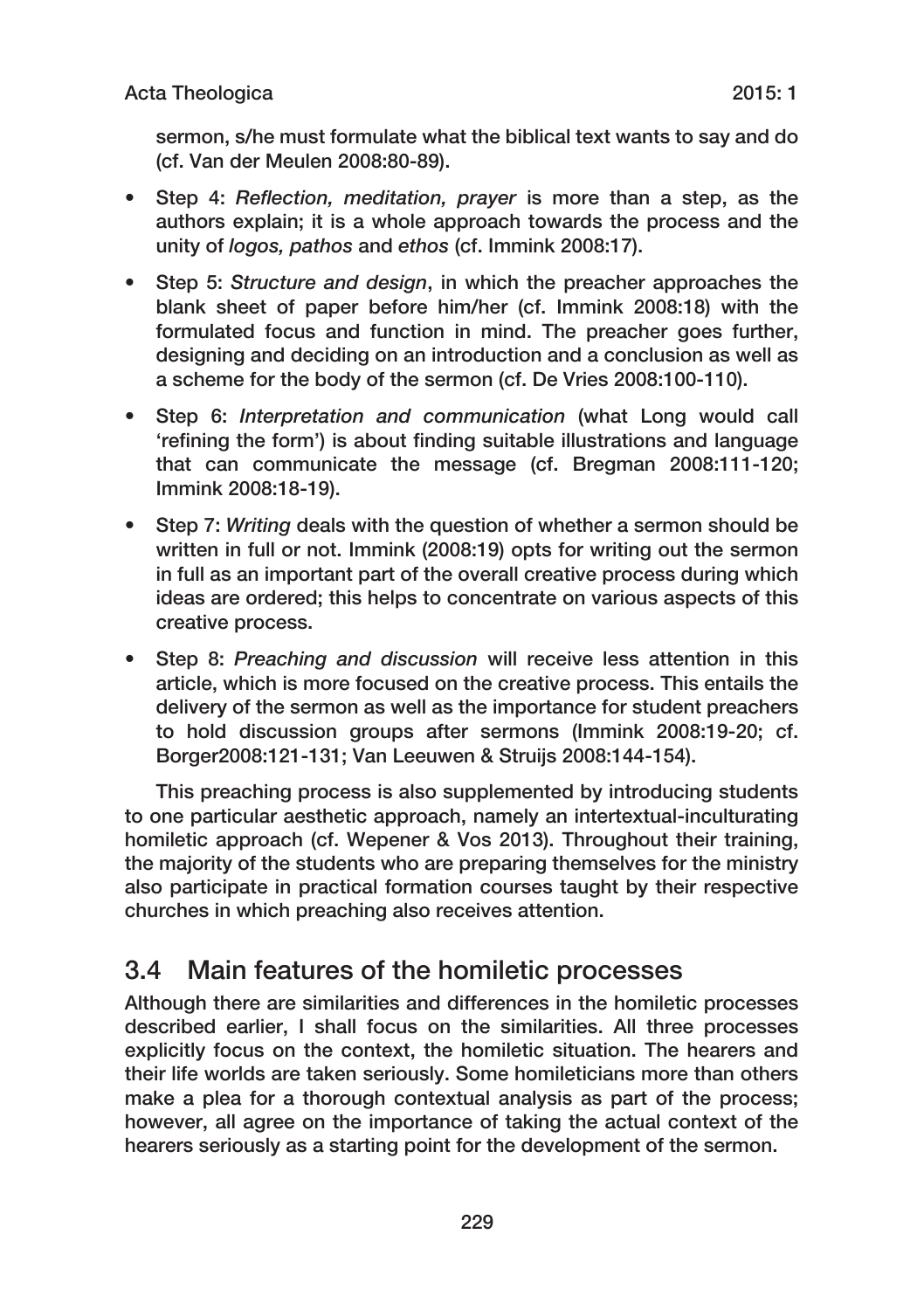sermon, s/he must formulate what the biblical text wants to say and do (cf. Van der Meulen 2008:80-89).

- Step 4: *Reflection, meditation, prayer* is more than a step, as the authors explain; it is a whole approach towards the process and the unity of *logos, pathos* and *ethos* (cf. Immink 2008:17).
- Step 5: *Structure and design*, in which the preacher approaches the blank sheet of paper before him/her (cf. Immink 2008:18) with the formulated focus and function in mind. The preacher goes further, designing and deciding on an introduction and a conclusion as well as a scheme for the body of the sermon (cf. De Vries 2008:100-110).
- Step 6: *Interpretation and communication* (what Long would call 'refining the form') is about finding suitable illustrations and language that can communicate the message (cf. Bregman 2008:111-120; Immink 2008:18-19).
- Step 7: *Writing* deals with the question of whether a sermon should be written in full or not. Immink (2008:19) opts for writing out the sermon in full as an important part of the overall creative process during which ideas are ordered; this helps to concentrate on various aspects of this creative process.
- Step 8: *Preaching and discussion* will receive less attention in this article, which is more focused on the creative process. This entails the delivery of the sermon as well as the importance for student preachers to hold discussion groups after sermons (Immink 2008:19-20; cf. Borger2008:121-131; Van Leeuwen & Struijs 2008:144-154).

This preaching process is also supplemented by introducing students to one particular aesthetic approach, namely an intertextual-inculturating homiletic approach (cf. Wepener & Vos 2013). Throughout their training, the majority of the students who are preparing themselves for the ministry also participate in practical formation courses taught by their respective churches in which preaching also receives attention.

## 3.4 Main features of the homiletic processes

Although there are similarities and differences in the homiletic processes described earlier, I shall focus on the similarities. All three processes explicitly focus on the context, the homiletic situation. The hearers and their life worlds are taken seriously. Some homileticians more than others make a plea for a thorough contextual analysis as part of the process; however, all agree on the importance of taking the actual context of the hearers seriously as a starting point for the development of the sermon.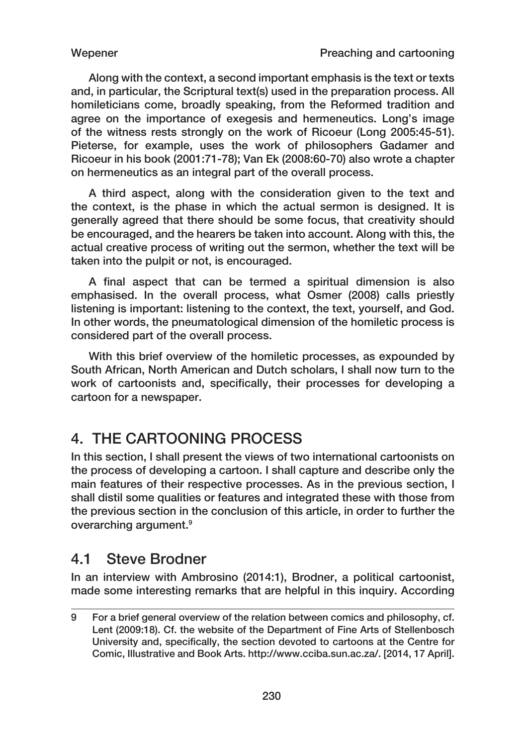Along with the context, a second important emphasis is the text or texts and, in particular, the Scriptural text(s) used in the preparation process. All homileticians come, broadly speaking, from the Reformed tradition and agree on the importance of exegesis and hermeneutics. Long's image of the witness rests strongly on the work of Ricoeur (Long 2005:45-51). Pieterse, for example, uses the work of philosophers Gadamer and Ricoeur in his book (2001:71-78); Van Ek (2008:60-70) also wrote a chapter on hermeneutics as an integral part of the overall process.

A third aspect, along with the consideration given to the text and the context, is the phase in which the actual sermon is designed. It is generally agreed that there should be some focus, that creativity should be encouraged, and the hearers be taken into account. Along with this, the actual creative process of writing out the sermon, whether the text will be taken into the pulpit or not, is encouraged.

A final aspect that can be termed a spiritual dimension is also emphasised. In the overall process, what Osmer (2008) calls priestly listening is important: listening to the context, the text, yourself, and God. In other words, the pneumatological dimension of the homiletic process is considered part of the overall process.

With this brief overview of the homiletic processes, as expounded by South African, North American and Dutch scholars, I shall now turn to the work of cartoonists and, specifically, their processes for developing a cartoon for a newspaper.

## 4. THE CARTOONING PROCESS

In this section, I shall present the views of two international cartoonists on the process of developing a cartoon. I shall capture and describe only the main features of their respective processes. As in the previous section, I shall distil some qualities or features and integrated these with those from the previous section in the conclusion of this article, in order to further the overarching argument.[9]

### 4.1 Steve Brodner

In an interview with Ambrosino (2014:1), Brodner, a political cartoonist, made some interesting remarks that are helpful in this inquiry. According

---

9 For a brief general overview of the relation between comics and philosophy, cf. Lent (2009:18). Cf. the website of the Department of Fine Arts of Stellenbosch University and, specifically, the section devoted to cartoons at the Centre for Comic, Illustrative and Book Arts. http://www.cciba.sun.ac.za/. [2014, 17 April].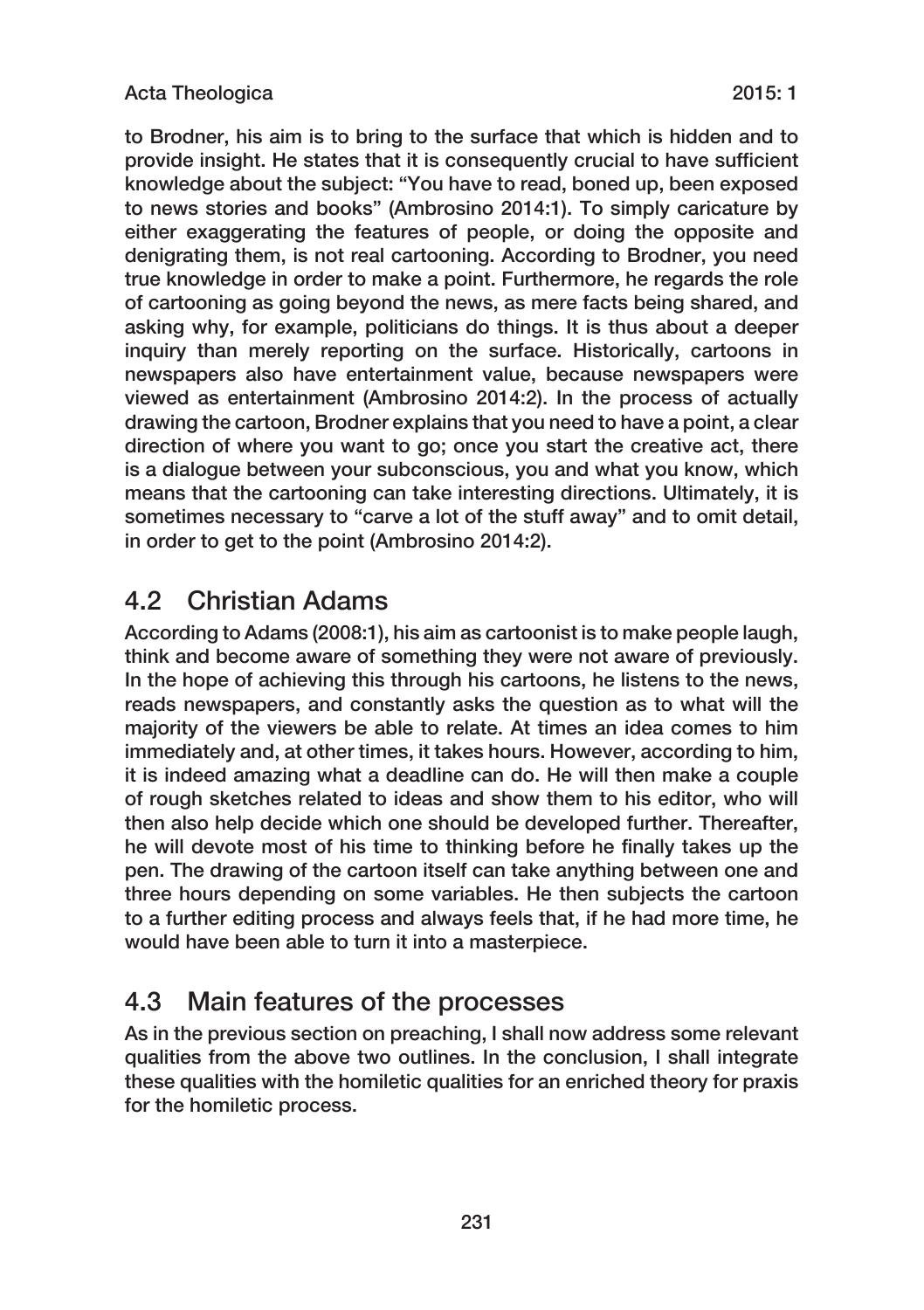to Brodner, his aim is to bring to the surface that which is hidden and to provide insight. He states that it is consequently crucial to have sufficient knowledge about the subject: "You have to read, boned up, been exposed to news stories and books" (Ambrosino 2014:1). To simply caricature by either exaggerating the features of people, or doing the opposite and denigrating them, is not real cartooning. According to Brodner, you need true knowledge in order to make a point. Furthermore, he regards the role of cartooning as going beyond the news, as mere facts being shared, and asking why, for example, politicians do things. It is thus about a deeper inquiry than merely reporting on the surface. Historically, cartoons in newspapers also have entertainment value, because newspapers were viewed as entertainment (Ambrosino 2014:2). In the process of actually drawing the cartoon, Brodner explains that you need to have a point, a clear direction of where you want to go; once you start the creative act, there is a dialogue between your subconscious, you and what you know, which means that the cartooning can take interesting directions. Ultimately, it is sometimes necessary to "carve a lot of the stuff away" and to omit detail, in order to get to the point (Ambrosino 2014:2).

## 4.2 Christian Adams

According to Adams (2008:1), his aim as cartoonist is to make people laugh, think and become aware of something they were not aware of previously. In the hope of achieving this through his cartoons, he listens to the news, reads newspapers, and constantly asks the question as to what will the majority of the viewers be able to relate. At times an idea comes to him immediately and, at other times, it takes hours. However, according to him, it is indeed amazing what a deadline can do. He will then make a couple of rough sketches related to ideas and show them to his editor, who will then also help decide which one should be developed further. Thereafter, he will devote most of his time to thinking before he finally takes up the pen. The drawing of the cartoon itself can take anything between one and three hours depending on some variables. He then subjects the cartoon to a further editing process and always feels that, if he had more time, he would have been able to turn it into a masterpiece.

## 4.3 Main features of the processes

As in the previous section on preaching, I shall now address some relevant qualities from the above two outlines. In the conclusion, I shall integrate these qualities with the homiletic qualities for an enriched theory for praxis for the homiletic process.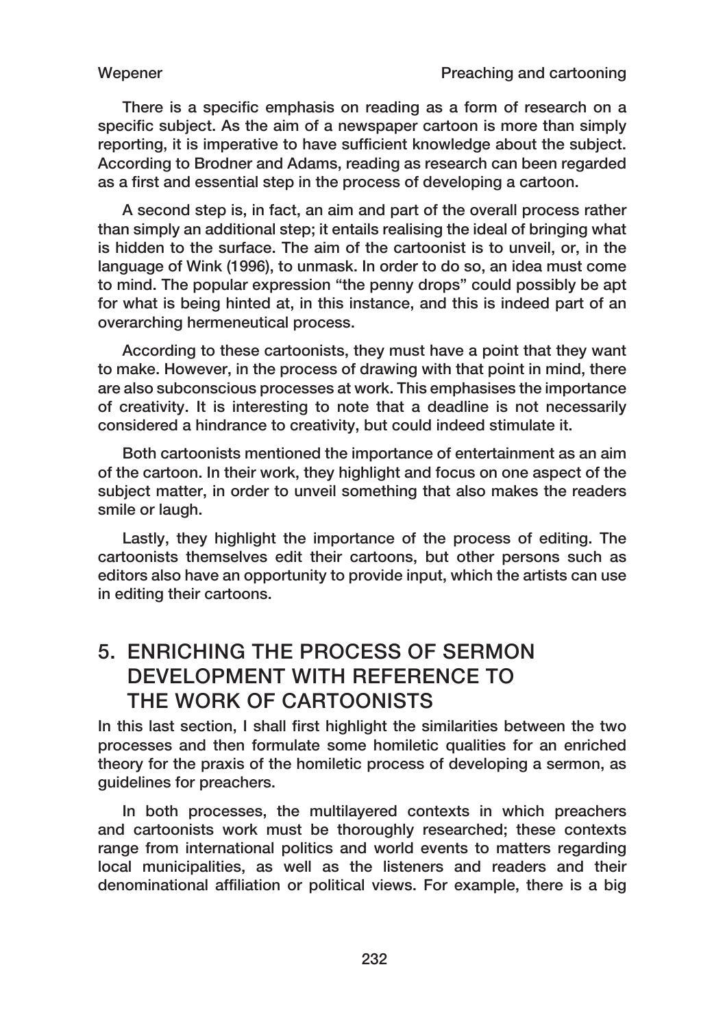There is a specific emphasis on reading as a form of research on a specific subject. As the aim of a newspaper cartoon is more than simply reporting, it is imperative to have sufficient knowledge about the subject. According to Brodner and Adams, reading as research can been regarded as a first and essential step in the process of developing a cartoon.

A second step is, in fact, an aim and part of the overall process rather than simply an additional step; it entails realising the ideal of bringing what is hidden to the surface. The aim of the cartoonist is to unveil, or, in the language of Wink (1996), to unmask. In order to do so, an idea must come to mind. The popular expression "the penny drops" could possibly be apt for what is being hinted at, in this instance, and this is indeed part of an overarching hermeneutical process.

According to these cartoonists, they must have a point that they want to make. However, in the process of drawing with that point in mind, there are also subconscious processes at work. This emphasises the importance of creativity. It is interesting to note that a deadline is not necessarily considered a hindrance to creativity, but could indeed stimulate it.

Both cartoonists mentioned the importance of entertainment as an aim of the cartoon. In their work, they highlight and focus on one aspect of the subject matter, in order to unveil something that also makes the readers smile or laugh.

Lastly, they highlight the importance of the process of editing. The cartoonists themselves edit their cartoons, but other persons such as editors also have an opportunity to provide input, which the artists can use in editing their cartoons.

## 5. ENRICHING THE PROCESS OF SERMON DEVELOPMENT WITH REFERENCE TO THE WORK OF CARTOONISTS

In this last section, I shall first highlight the similarities between the two processes and then formulate some homiletic qualities for an enriched theory for the praxis of the homiletic process of developing a sermon, as guidelines for preachers.

In both processes, the multilayered contexts in which preachers and cartoonists work must be thoroughly researched; these contexts range from international politics and world events to matters regarding local municipalities, as well as the listeners and readers and their denominational affiliation or political views. For example, there is a big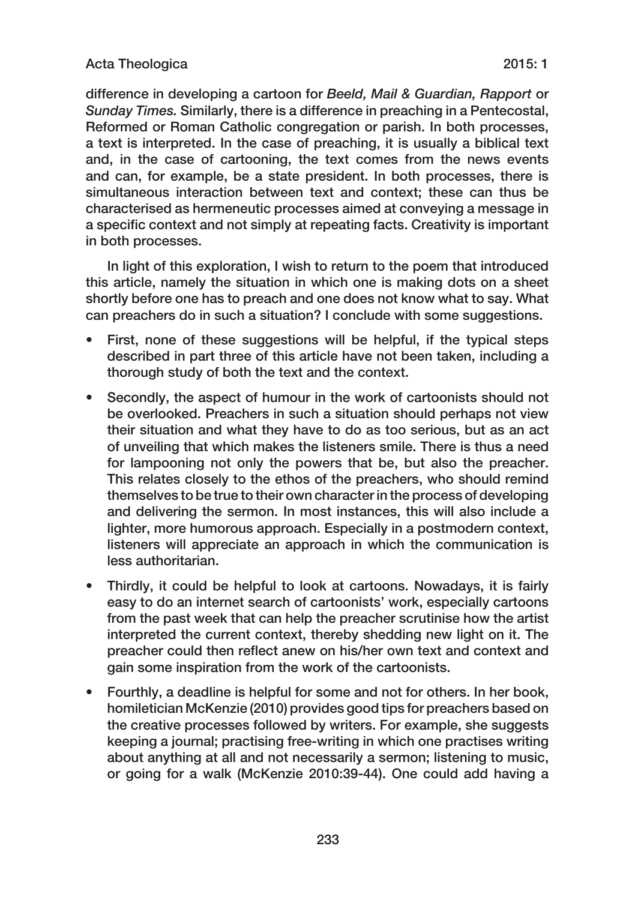difference in developing a cartoon for *Beeld, Mail & Guardian, Rapport* or *Sunday Times.* Similarly, there is a difference in preaching in a Pentecostal, Reformed or Roman Catholic congregation or parish. In both processes, a text is interpreted. In the case of preaching, it is usually a biblical text and, in the case of cartooning, the text comes from the news events and can, for example, be a state president. In both processes, there is simultaneous interaction between text and context; these can thus be characterised as hermeneutic processes aimed at conveying a message in a specific context and not simply at repeating facts. Creativity is important in both processes.

In light of this exploration, I wish to return to the poem that introduced this article, namely the situation in which one is making dots on a sheet shortly before one has to preach and one does not know what to say. What can preachers do in such a situation? I conclude with some suggestions.

- First, none of these suggestions will be helpful, if the typical steps described in part three of this article have not been taken, including a thorough study of both the text and the context.
- Secondly, the aspect of humour in the work of cartoonists should not be overlooked. Preachers in such a situation should perhaps not view their situation and what they have to do as too serious, but as an act of unveiling that which makes the listeners smile. There is thus a need for lampooning not only the powers that be, but also the preacher. This relates closely to the ethos of the preachers, who should remind themselves to be true to their own character in the process of developing and delivering the sermon. In most instances, this will also include a lighter, more humorous approach. Especially in a postmodern context, listeners will appreciate an approach in which the communication is less authoritarian.
- Thirdly, it could be helpful to look at cartoons. Nowadays, it is fairly easy to do an internet search of cartoonists' work, especially cartoons from the past week that can help the preacher scrutinise how the artist interpreted the current context, thereby shedding new light on it. The preacher could then reflect anew on his/her own text and context and gain some inspiration from the work of the cartoonists.
- Fourthly, a deadline is helpful for some and not for others. In her book, homiletician McKenzie (2010) provides good tips for preachers based on the creative processes followed by writers. For example, she suggests keeping a journal; practising free-writing in which one practises writing about anything at all and not necessarily a sermon; listening to music, or going for a walk (McKenzie 2010:39-44). One could add having a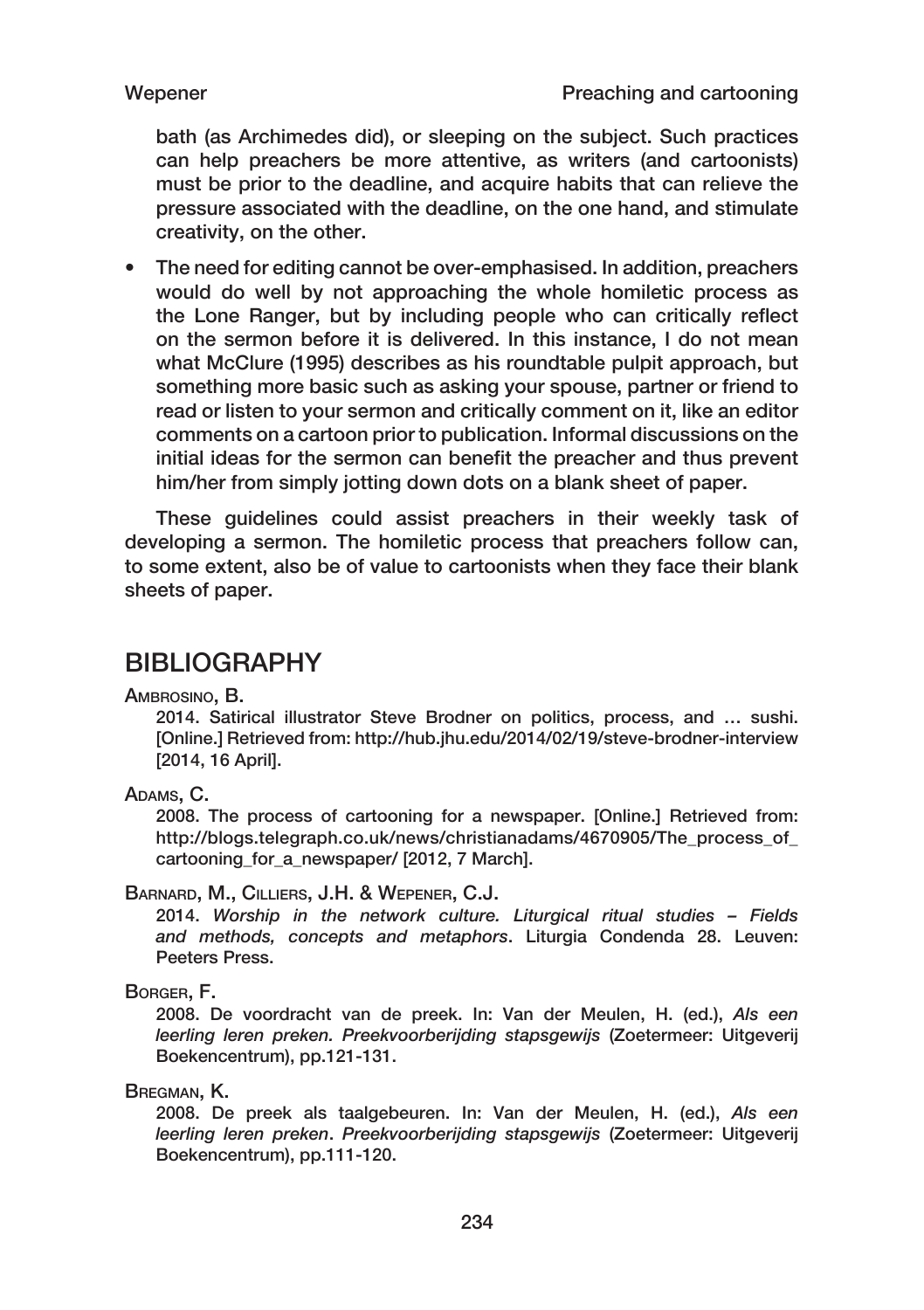bath (as Archimedes did), or sleeping on the subject. Such practices can help preachers be more attentive, as writers (and cartoonists) must be prior to the deadline, and acquire habits that can relieve the pressure associated with the deadline, on the one hand, and stimulate creativity, on the other.

- The need for editing cannot be over-emphasised. In addition, preachers would do well by not approaching the whole homiletic process as the Lone Ranger, but by including people who can critically reflect on the sermon before it is delivered. In this instance, I do not mean what McClure (1995) describes as his roundtable pulpit approach, but something more basic such as asking your spouse, partner or friend to read or listen to your sermon and critically comment on it, like an editor comments on a cartoon prior to publication. Informal discussions on the initial ideas for the sermon can benefit the preacher and thus prevent him/her from simply jotting down dots on a blank sheet of paper.

These guidelines could assist preachers in their weekly task of developing a sermon. The homiletic process that preachers follow can, to some extent, also be of value to cartoonists when they face their blank sheets of paper.

# BIBLIOGRAPHY

Ambrosino, B.

2014. Satirical illustrator Steve Brodner on politics, process, and … sushi. [Online.] Retrieved from: http://hub.jhu.edu/2014/02/19/steve-brodner-interview [2014, 16 April].

Adams, C.

2008. The process of cartooning for a newspaper. [Online.] Retrieved from: http://blogs.telegraph.co.uk/news/christianadams/4670905/The_process_of_cartooning_for_a_newspaper/ [2012, 7 March].

Barnard, M., Cilliers, J.H. & Wepener, C.J.

2014. *Worship in the network culture. Liturgical ritual studies – Fields and methods, concepts and metaphors*. Liturgia Condenda 28. Leuven: Peeters Press.

Borger, F.

2008. De voordracht van de preek. In: Van der Meulen, H. (ed.), *Als een leerling leren preken. Preekvoorberijding stapsgewijs* (Zoetermeer: Uitgeverij Boekencentrum), pp.121-131.

Bregman, K.

2008. De preek als taalgebeuren. In: Van der Meulen, H. (ed.), *Als een leerling leren preken*. *Preekvoorberijding stapsgewijs* (Zoetermeer: Uitgeverij Boekencentrum), pp.111-120.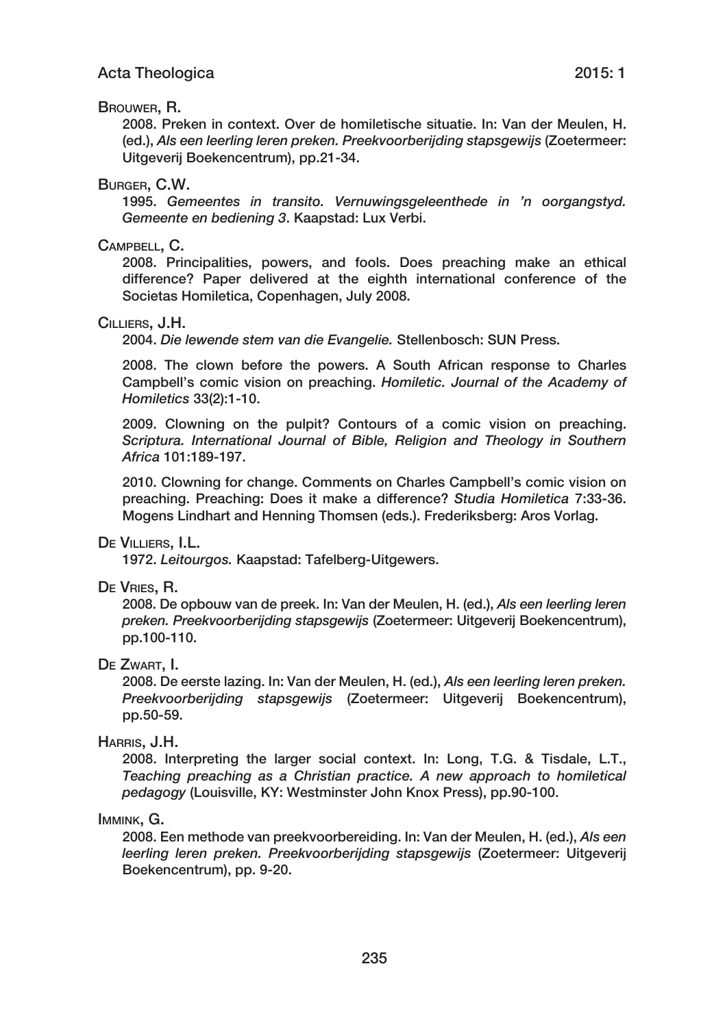Brouwer, R.

2008. Preken in context. Over de homiletische situatie. In: Van der Meulen, H. (ed.), *Als een leerling leren preken. Preekvoorberijding stapsgewijs* (Zoetermeer: Uitgeverij Boekencentrum), pp.21-34.

Burger, C.W.

1995. *Gemeentes in transito. Vernuwingsgeleenthede in 'n oorgangstyd. Gemeente en bediening 3*. Kaapstad: Lux Verbi.

Campbell, C.

2008. Principalities, powers, and fools. Does preaching make an ethical difference? Paper delivered at the eighth international conference of the Societas Homiletica, Copenhagen, July 2008.

Cilliers, J.H.

2004. *Die lewende stem van die Evangelie.* Stellenbosch: SUN Press.

2008. The clown before the powers. A South African response to Charles Campbell's comic vision on preaching. *Homiletic. Journal of the Academy of Homiletics* 33(2):1-10.

2009. Clowning on the pulpit? Contours of a comic vision on preaching. *Scriptura. International Journal of Bible, Religion and Theology in Southern Africa* 101:189-197.

2010. Clowning for change. Comments on Charles Campbell's comic vision on preaching. Preaching: Does it make a difference? *Studia Homiletica* 7:33-36. Mogens Lindhart and Henning Thomsen (eds.). Frederiksberg: Aros Vorlag.

De Villiers, I.L.

1972. *Leitourgos.* Kaapstad: Tafelberg-Uitgewers.

De Vries, R.

2008. De opbouw van de preek. In: Van der Meulen, H. (ed.), *Als een leerling leren preken. Preekvoorberijding stapsgewijs* (Zoetermeer: Uitgeverij Boekencentrum), pp.100-110.

De Zwart, I.

2008. De eerste lazing. In: Van der Meulen, H. (ed.), *Als een leerling leren preken. Preekvoorberijding stapsgewijs* (Zoetermeer: Uitgeverij Boekencentrum), pp.50-59.

Harris, J.H.

2008. Interpreting the larger social context. In: Long, T.G. & Tisdale, L.T., *Teaching preaching as a Christian practice. A new approach to homiletical pedagogy* (Louisville, KY: Westminster John Knox Press), pp.90-100.

Immink, G.

2008. Een methode van preekvoorbereiding. In: Van der Meulen, H. (ed.), *Als een leerling leren preken. Preekvoorberijding stapsgewijs* (Zoetermeer: Uitgeverij Boekencentrum), pp. 9-20.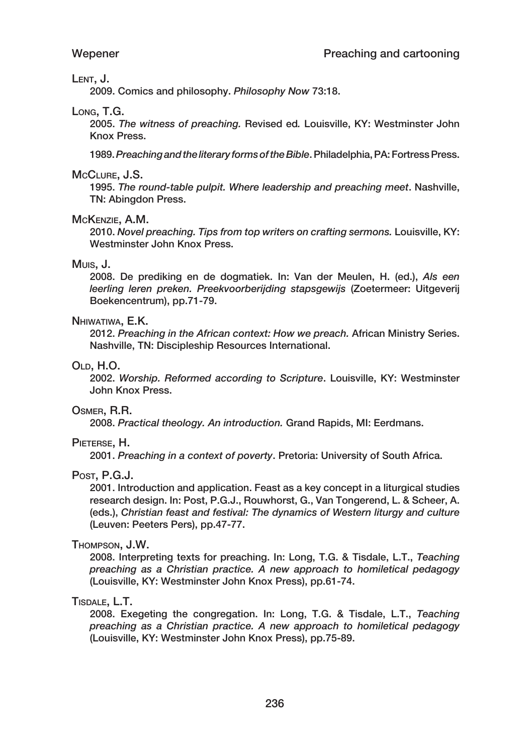Lent, J.

2009. Comics and philosophy. *Philosophy Now* 73:18.

Long, T.G.

2005. *The witness of preaching.* Revised ed*.* Louisville, KY: Westminster John Knox Press.

1989. *Preaching and the literary forms of the Bible*. Philadelphia, PA: Fortress Press.

McClure, J.S.

1995. *The round-table pulpit. Where leadership and preaching meet*. Nashville, TN: Abingdon Press.

McKenzie, A.M.

2010. *Novel preaching. Tips from top writers on crafting sermons.* Louisville, KY: Westminster John Knox Press.

Muis, J.

2008. De prediking en de dogmatiek. In: Van der Meulen, H. (ed.), *Als een leerling leren preken. Preekvoorberijding stapsgewijs* (Zoetermeer: Uitgeverij Boekencentrum), pp.71-79.

Nhiwatiwa, E.K.

2012. *Preaching in the African context: How we preach.* African Ministry Series. Nashville, TN: Discipleship Resources International.

Old, H.O.

2002. *Worship. Reformed according to Scripture*. Louisville, KY: Westminster John Knox Press.

Osmer, R.R.

2008. *Practical theology. An introduction.* Grand Rapids, MI: Eerdmans.

Pieterse, H.

2001. *Preaching in a context of poverty*. Pretoria: University of South Africa.

Post, P.G.J.

2001. Introduction and application. Feast as a key concept in a liturgical studies research design. In: Post, P.G.J., Rouwhorst, G., Van Tongerend, L. & Scheer, A. (eds.), *Christian feast and festival: The dynamics of Western liturgy and culture* (Leuven: Peeters Pers), pp.47-77.

Thompson, J.W.

2008. Interpreting texts for preaching. In: Long, T.G. & Tisdale, L.T., *Teaching preaching as a Christian practice. A new approach to homiletical pedagogy* (Louisville, KY: Westminster John Knox Press), pp.61-74.

Tisdale, L.T.

2008. Exegeting the congregation. In: Long, T.G. & Tisdale, L.T., *Teaching preaching as a Christian practice. A new approach to homiletical pedagogy* (Louisville, KY: Westminster John Knox Press), pp.75-89.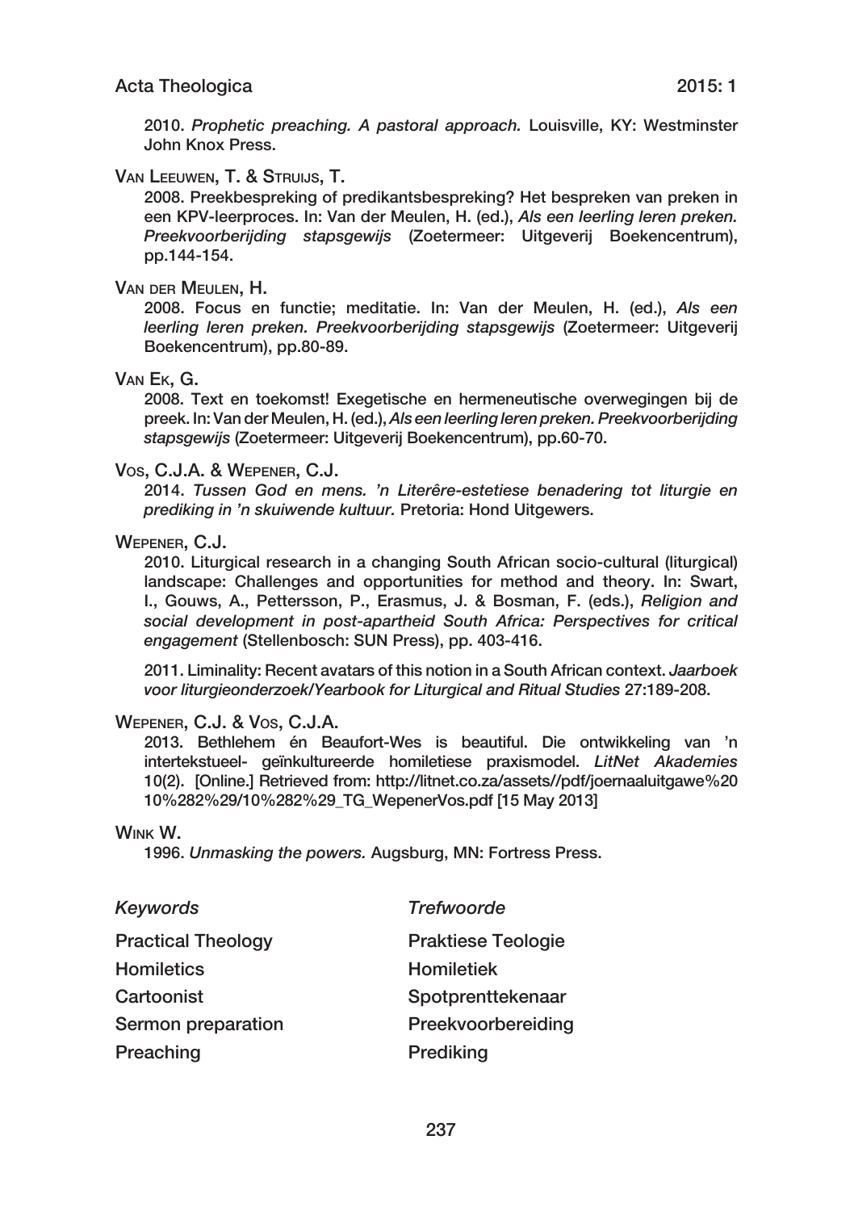2010. *Prophetic preaching. A pastoral approach.* Louisville, KY: Westminster John Knox Press.

Van Leeuwen, T. & Struijs, T.

2008. Preekbespreking of predikantsbespreking? Het bespreken van preken in een KPV-leerproces. In: Van der Meulen, H. (ed.), *Als een leerling leren preken. Preekvoorberijding stapsgewijs* (Zoetermeer: Uitgeverij Boekencentrum), pp.144-154.

Van der Meulen, H.

2008. Focus en functie; meditatie. In: Van der Meulen, H. (ed.), *Als een leerling leren preken. Preekvoorberijding stapsgewijs* (Zoetermeer: Uitgeverij Boekencentrum), pp.80-89.

Van Ek, G.

2008. Text en toekomst! Exegetische en hermeneutische overwegingen bij de preek. In: Van der Meulen, H. (ed.), *Als een leerling leren preken. Preekvoorberijding stapsgewijs* (Zoetermeer: Uitgeverij Boekencentrum), pp.60-70.

Vos, C.J.A. & Wepener, C.J.

2014. *Tussen God en mens. 'n Literêre-estetiese benadering tot liturgie en prediking in 'n skuiwende kultuur.* Pretoria: Hond Uitgewers.

Wepener, C.J.

2010. Liturgical research in a changing South African socio-cultural (liturgical) landscape: Challenges and opportunities for method and theory. In: Swart, I., Gouws, A., Pettersson, P., Erasmus, J. & Bosman, F. (eds.), *Religion and social development in post-apartheid South Africa: Perspectives for critical engagement* (Stellenbosch: SUN Press), pp. 403-416.

2011. Liminality: Recent avatars of this notion in a South African context. *Jaarboek voor liturgieonderzoek/Yearbook for Liturgical and Ritual Studies* 27:189-208.

Wepener, C.J. & Vos, C.J.A.

2013. Bethlehem én Beaufort-Wes is beautiful. Die ontwikkeling van 'n intertekstueel- geïnkultureerde homiletiese praxismodel. *LitNet Akademies* 10(2). [Online.] Retrieved from: http://litnet.co.za/assets//pdf/joernaaluitgawe%2010%282%29/10%282%29_TG_WepenerVos.pdf [15 May 2013]

Wink W.

1996. *Unmasking the powers.* Augsburg, MN: Fortress Press.

| *Keywords* | *Trefwoorde* |
| --- | --- |
| Practical Theology | Praktiese Teologie |
| Homiletics | Homiletiek |
| Cartoonist | Spotprenttekenaar |
| Sermon preparation | Preekvoorbereiding |
| Preaching | Prediking |